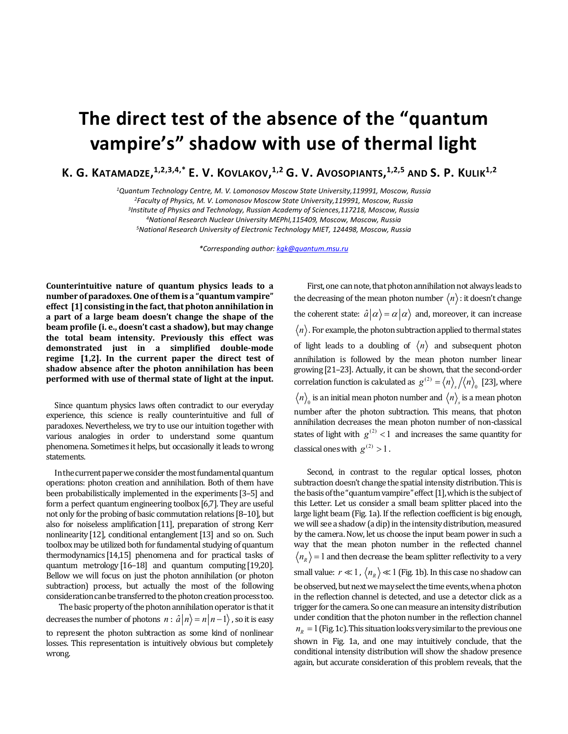# The direct test of the absence of the "quantum vampire's" shadow with use of thermal light

**K. G. Katamadze,[1,2,3,4,*] E. V. Kovlakov,[1,2] G. V. Avosopiants,[1,2,5] and S. P. Kulik[1,2]**

[1]Quantum Technology Centre, M. V. Lomonosov Moscow State University,119991, Moscow, Russia
[2]Faculty of Physics, M. V. Lomonosov Moscow State University,119991, Moscow, Russia
[3]Institute of Physics and Technology, Russian Academy of Sciences,117218, Moscow, Russia
[4]National Research Nuclear University MEPhI,115409, Moscow, Moscow, Russia
[5]National Research University of Electronic Technology MIET, 124498, Moscow, Russia

*Corresponding author: kgk@quantum.msu.ru

**Counterintuitive nature of quantum physics leads to a number of paradoxes. One of them is a "quantum vampire" effect [1] consisting in the fact, that photon annihilation in a part of a large beam doesn't change the shape of the beam profile (i. e., doesn't cast a shadow), but may change the total beam intensity. Previously this effect was demonstrated just in a simplified double-mode regime [1,2]. In the current paper the direct test of shadow absence after the photon annihilation has been performed with use of thermal state of light at the input.**

Since quantum physics laws often contradict to our everyday experience, this science is really counterintuitive and full of paradoxes. Nevertheless, we try to use our intuition together with various analogies in order to understand some quantum phenomena. Sometimes it helps, but occasionally it leads to wrong statements.

In the current paper we consider the most fundamental quantum operations: photon creation and annihilation. Both of them have been probabilistically implemented in the experiments [3–5] and form a perfect quantum engineering toolbox [6,7]. They are useful not only for the probing of basic commutation relations [8–10], but also for noiseless amplification [11], preparation of strong Kerr nonlinearity [12], conditional entanglement [13] and so on. Such toolbox may be utilized both for fundamental studying of quantum thermodynamics [14,15] phenomena and for practical tasks of quantum metrology [16–18] and quantum computing [19,20]. Bellow we will focus on just the photon annihilation (or photon subtraction) process, but actually the most of the following consideration can be transferred to the photon creation process too.

The basic property of the photon annihilation operator is that it decreases the number of photons $n$ : $\hat{a}|n\rangle = n|n-1\rangle$, so it is easy to represent the photon subtraction as some kind of nonlinear losses. This representation is intuitively obvious but completely wrong.

First, one can note, that photon annihilation not always leads to the decreasing of the mean photon number $\langle n\rangle$: it doesn't change the coherent state: $\hat{a}|\alpha\rangle = \alpha|\alpha\rangle$ and, moreover, it can increase $\langle n\rangle$. For example, the photon subtraction applied to thermal states of light leads to a doubling of $\langle n\rangle$ and subsequent photon annihilation is followed by the mean photon number linear growing [21–23]. Actually, it can be shown, that the second-order correlation function is calculated as $g^{(2)} = \langle n\rangle_s / \langle n\rangle_0$ [23], where $\langle n\rangle_0$ is an initial mean photon number and $\langle n\rangle_s$ is a mean photon number after the photon subtraction. This means, that photon annihilation decreases the mean photon number of non-classical states of light with $g^{(2)} < 1$ and increases the same quantity for classical ones with $g^{(2)} > 1$.

Second, in contrast to the regular optical losses, photon subtraction doesn't change the spatial intensity distribution. This is the basis of the "quantum vampire" effect [1], which is the subject of this Letter. Let us consider a small beam splitter placed into the large light beam (Fig. 1a). If the reflection coefficient is big enough, we will see a shadow (a dip) in the intensity distribution, measured by the camera. Now, let us choose the input beam power in such a way that the mean photon number in the reflected channel $\langle n_R\rangle = 1$ and then decrease the beam splitter reflectivity to a very small value: $r \ll 1$, $\langle n_R\rangle \ll 1$ (Fig. 1b). In this case no shadow can be observed, but next we may select the time events, when a photon in the reflection channel is detected, and use a detector click as a trigger for the camera. So one can measure an intensity distribution under condition that the photon number in the reflection channel $n_R = 1$ (Fig. 1c). This situation looks very similar to the previous one shown in Fig. 1a, and one may intuitively conclude, that the conditional intensity distribution will show the shadow presence again, but accurate consideration of this problem reveals, that the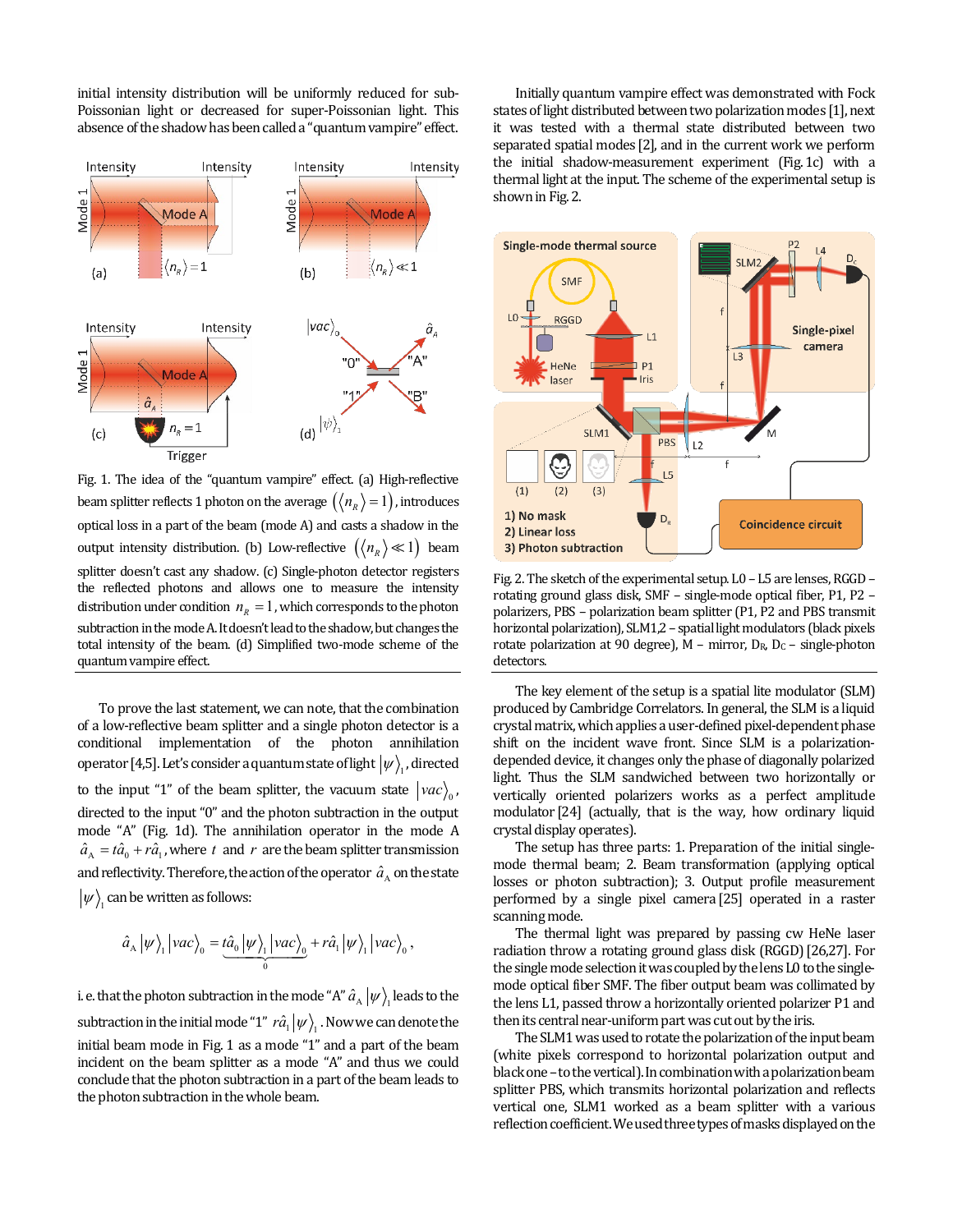initial intensity distribution will be uniformly reduced for sub-Poissonian light or decreased for super-Poissonian light. This absence of the shadow has been called a "quantum vampire" effect.

Fig. 1. The idea of the "quantum vampire" effect. (a) High-reflective beam splitter reflects 1 photon on the average $(\langle n_R \rangle = 1)$, introduces optical loss in a part of the beam (mode A) and casts a shadow in the output intensity distribution. (b) Low-reflective $(\langle n_R \rangle \ll 1)$ beam splitter doesn't cast any shadow. (c) Single-photon detector registers the reflected photons and allows one to measure the intensity distribution under condition $n_R = 1$, which corresponds to the photon subtraction in the mode A. It doesn't lead to the shadow, but changes the total intensity of the beam. (d) Simplified two-mode scheme of the quantum vampire effect.

To prove the last statement, we can note, that the combination of a low-reflective beam splitter and a single photon detector is a conditional implementation of the photon annihilation operator [4,5]. Let's consider a quantum state of light $|\psi\rangle_1$, directed to the input "1" of the beam splitter, the vacuum state $|vac\rangle_0$, directed to the input "0" and the photon subtraction in the output mode "A" (Fig. 1d). The annihilation operator in the mode A $\hat{a}_A = t\hat{a}_0 + r\hat{a}_1$, where $t$ and $r$ are the beam splitter transmission and reflectivity. Therefore, the action of the operator $\hat{a}_A$ on the state $|\psi\rangle_1$ can be written as follows:

$$\hat{a}_A |\psi\rangle_1 |vac\rangle_0 = \underbrace{t\hat{a}_0 |\psi\rangle_1 |vac\rangle_0}_{0} + r\hat{a}_1 |\psi\rangle_1 |vac\rangle_0 ,$$

i. e. that the photon subtraction in the mode "A" $\hat{a}_A |\psi\rangle_1$ leads to the subtraction in the initial mode "1" $r\hat{a}_1 |\psi\rangle_1$. Now we can denote the initial beam mode in Fig. 1 as a mode "1" and a part of the beam incident on the beam splitter as a mode "A" and thus we could conclude that the photon subtraction in a part of the beam leads to the photon subtraction in the whole beam.

Initially quantum vampire effect was demonstrated with Fock states of light distributed between two polarization modes [1], next it was tested with a thermal state distributed between two separated spatial modes [2], and in the current work we perform the initial shadow-measurement experiment (Fig. 1c) with a thermal light at the input. The scheme of the experimental setup is shown in Fig. 2.

Fig. 2. The sketch of the experimental setup. L0 – L5 are lenses, RGGD – rotating ground glass disk, SMF – single-mode optical fiber, P1, P2 – polarizers, PBS – polarization beam splitter (P1, P2 and PBS transmit horizontal polarization), SLM1,2 – spatial light modulators (black pixels rotate polarization at 90 degree), M – mirror, $D_R$, $D_C$ – single-photon detectors.

The key element of the setup is a spatial lite modulator (SLM) produced by Cambridge Correlators. In general, the SLM is a liquid crystal matrix, which applies a user-defined pixel-dependent phase shift on the incident wave front. Since SLM is a polarization-depended device, it changes only the phase of diagonally polarized light. Thus the SLM sandwiched between two horizontally or vertically oriented polarizers works as a perfect amplitude modulator [24] (actually, that is the way, how ordinary liquid crystal display operates).

The setup has three parts: 1. Preparation of the initial single-mode thermal beam; 2. Beam transformation (applying optical losses or photon subtraction); 3. Output profile measurement performed by a single pixel camera [25] operated in a raster scanning mode.

The thermal light was prepared by passing cw HeNe laser radiation throw a rotating ground glass disk (RGGD) [26,27]. For the single mode selection it was coupled by the lens L0 to the single-mode optical fiber SMF. The fiber output beam was collimated by the lens L1, passed throw a horizontally oriented polarizer P1 and then its central near-uniform part was cut out by the iris.

The SLM1 was used to rotate the polarization of the input beam (white pixels correspond to horizontal polarization output and black one – to the vertical). In combination with a polarization beam splitter PBS, which transmits horizontal polarization and reflects vertical one, SLM1 worked as a beam splitter with a various reflection coefficient. We used three types of masks displayed on the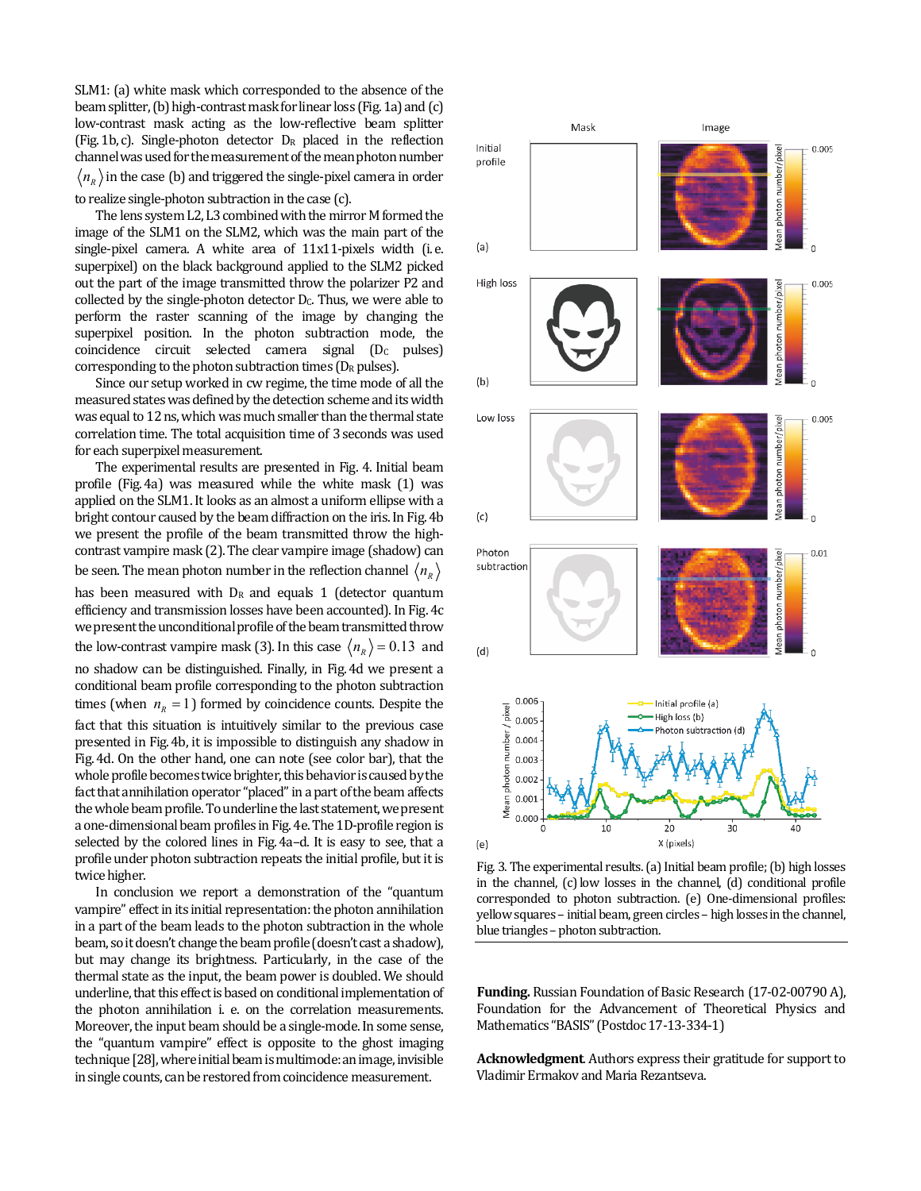SLM1: (a) white mask which corresponded to the absence of the beam splitter, (b) high-contrast mask for linear loss (Fig. 1a) and (c) low-contrast mask acting as the low-reflective beam splitter (Fig. 1b, c). Single-photon detector $D_R$ placed in the reflection channel was used for the measurement of the mean photon number $\langle n_R \rangle$ in the case (b) and triggered the single-pixel camera in order to realize single-photon subtraction in the case (c).

The lens system L2, L3 combined with the mirror M formed the image of the SLM1 on the SLM2, which was the main part of the single-pixel camera. A white area of 11x11-pixels width (i. e. superpixel) on the black background applied to the SLM2 picked out the part of the image transmitted throw the polarizer P2 and collected by the single-photon detector $D_C$. Thus, we were able to perform the raster scanning of the image by changing the superpixel position. In the photon subtraction mode, the coincidence circuit selected camera signal ($D_C$ pulses) corresponding to the photon subtraction times ($D_R$ pulses).

Since our setup worked in cw regime, the time mode of all the measured states was defined by the detection scheme and its width was equal to 12 ns, which was much smaller than the thermal state correlation time. The total acquisition time of 3 seconds was used for each superpixel measurement.

The experimental results are presented in Fig. 4. Initial beam profile (Fig. 4a) was measured while the white mask (1) was applied on the SLM1. It looks as an almost a uniform ellipse with a bright contour caused by the beam diffraction on the iris. In Fig. 4b we present the profile of the beam transmitted throw the high-contrast vampire mask (2). The clear vampire image (shadow) can be seen. The mean photon number in the reflection channel $\langle n_R \rangle$ has been measured with $D_R$ and equals 1 (detector quantum efficiency and transmission losses have been accounted). In Fig. 4c we present the unconditional profile of the beam transmitted throw the low-contrast vampire mask (3). In this case $\langle n_R \rangle = 0.13$ and no shadow can be distinguished. Finally, in Fig. 4d we present a conditional beam profile corresponding to the photon subtraction times (when $n_R = 1$) formed by coincidence counts. Despite the fact that this situation is intuitively similar to the previous case presented in Fig. 4b, it is impossible to distinguish any shadow in Fig. 4d. On the other hand, one can note (see color bar), that the whole profile becomes twice brighter, this behavior is caused by the fact that annihilation operator "placed" in a part of the beam affects the whole beam profile. To underline the last statement, we present a one-dimensional beam profiles in Fig. 4e. The 1D-profile region is selected by the colored lines in Fig. 4a–d. It is easy to see, that a profile under photon subtraction repeats the initial profile, but it is twice higher.

In conclusion we report a demonstration of the "quantum vampire" effect in its initial representation: the photon annihilation in a part of the beam leads to the photon subtraction in the whole beam, so it doesn't change the beam profile (doesn't cast a shadow), but may change its brightness. Particularly, in the case of the thermal state as the input, the beam power is doubled. We should underline, that this effect is based on conditional implementation of the photon annihilation i. e. on the correlation measurements. Moreover, the input beam should be a single-mode. In some sense, the "quantum vampire" effect is opposite to the ghost imaging technique [28], where initial beam is multimode: an image, invisible in single counts, can be restored from coincidence measurement.

Fig. 3. The experimental results. (a) Initial beam profile; (b) high losses in the channel, (c) low losses in the channel, (d) conditional profile corresponded to photon subtraction. (e) One-dimensional profiles: yellow squares – initial beam, green circles – high losses in the channel, blue triangles – photon subtraction.

**Funding.** Russian Foundation of Basic Research (17-02-00790 A), Foundation for the Advancement of Theoretical Physics and Mathematics "BASIS" (Postdoc 17-13-334-1)

**Acknowledgment.** Authors express their gratitude for support to Vladimir Ermakov and Maria Rezantseva.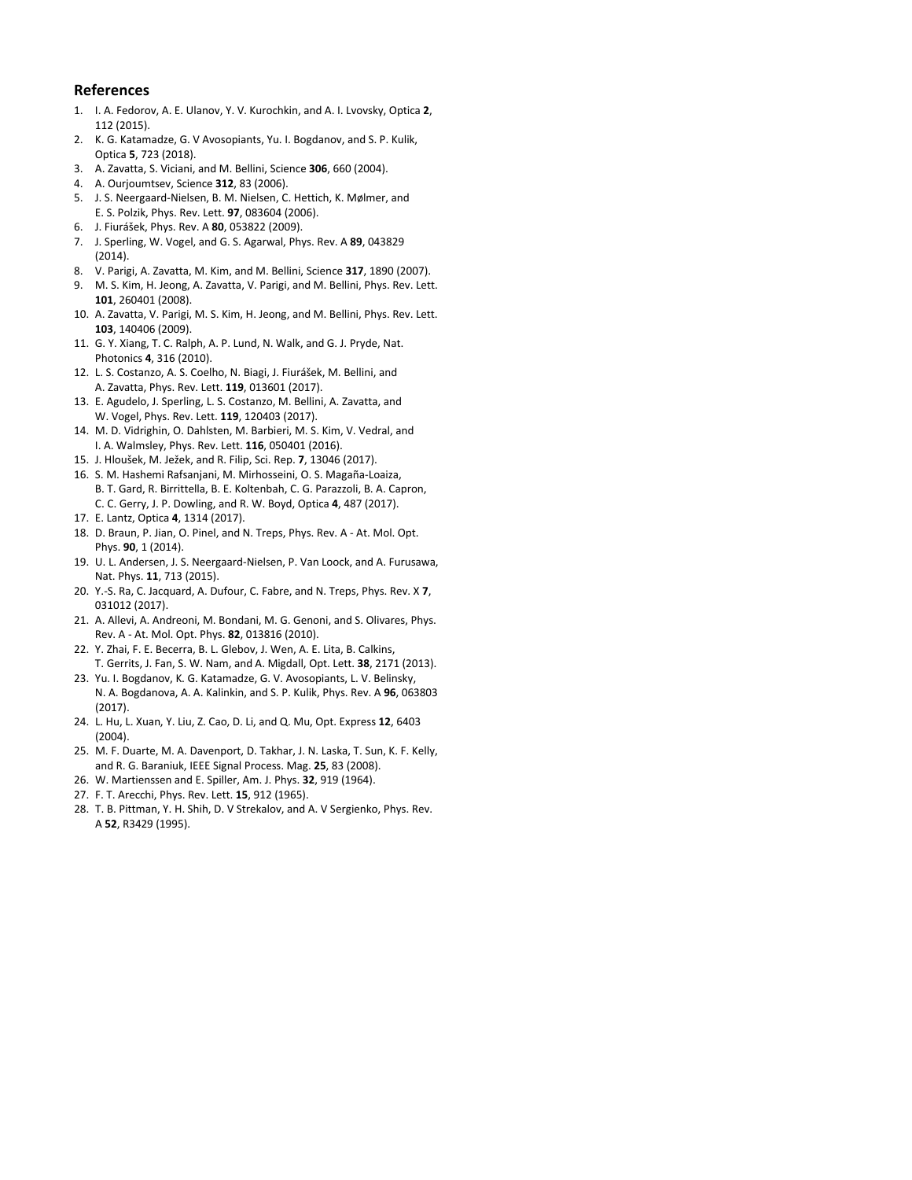## References

1. I. A. Fedorov, A. E. Ulanov, Y. V. Kurochkin, and A. I. Lvovsky, Optica **2**, 112 (2015).
2. K. G. Katamadze, G. V Avosopiants, Yu. I. Bogdanov, and S. P. Kulik, Optica **5**, 723 (2018).
3. A. Zavatta, S. Viciani, and M. Bellini, Science **306**, 660 (2004).
4. A. Ourjoumtsev, Science **312**, 83 (2006).
5. J. S. Neergaard-Nielsen, B. M. Nielsen, C. Hettich, K. Mølmer, and E. S. Polzik, Phys. Rev. Lett. **97**, 083604 (2006).
6. J. Fiurášek, Phys. Rev. A **80**, 053822 (2009).
7. J. Sperling, W. Vogel, and G. S. Agarwal, Phys. Rev. A **89**, 043829 (2014).
8. V. Parigi, A. Zavatta, M. Kim, and M. Bellini, Science **317**, 1890 (2007).
9. M. S. Kim, H. Jeong, A. Zavatta, V. Parigi, and M. Bellini, Phys. Rev. Lett. **101**, 260401 (2008).
10. A. Zavatta, V. Parigi, M. S. Kim, H. Jeong, and M. Bellini, Phys. Rev. Lett. **103**, 140406 (2009).
11. G. Y. Xiang, T. C. Ralph, A. P. Lund, N. Walk, and G. J. Pryde, Nat. Photonics **4**, 316 (2010).
12. L. S. Costanzo, A. S. Coelho, N. Biagi, J. Fiurášek, M. Bellini, and A. Zavatta, Phys. Rev. Lett. **119**, 013601 (2017).
13. E. Agudelo, J. Sperling, L. S. Costanzo, M. Bellini, A. Zavatta, and W. Vogel, Phys. Rev. Lett. **119**, 120403 (2017).
14. M. D. Vidrighin, O. Dahlsten, M. Barbieri, M. S. Kim, V. Vedral, and I. A. Walmsley, Phys. Rev. Lett. **116**, 050401 (2016).
15. J. Hloušek, M. Ježek, and R. Filip, Sci. Rep. **7**, 13046 (2017).
16. S. M. Hashemi Rafsanjani, M. Mirhosseini, O. S. Magaña-Loaiza, B. T. Gard, R. Birrittella, B. E. Koltenbah, C. G. Parazzoli, B. A. Capron, C. C. Gerry, J. P. Dowling, and R. W. Boyd, Optica **4**, 487 (2017).
17. E. Lantz, Optica **4**, 1314 (2017).
18. D. Braun, P. Jian, O. Pinel, and N. Treps, Phys. Rev. A - At. Mol. Opt. Phys. **90**, 1 (2014).
19. U. L. Andersen, J. S. Neergaard-Nielsen, P. Van Loock, and A. Furusawa, Nat. Phys. **11**, 713 (2015).
20. Y.-S. Ra, C. Jacquard, A. Dufour, C. Fabre, and N. Treps, Phys. Rev. X **7**, 031012 (2017).
21. A. Allevi, A. Andreoni, M. Bondani, M. G. Genoni, and S. Olivares, Phys. Rev. A - At. Mol. Opt. Phys. **82**, 013816 (2010).
22. Y. Zhai, F. E. Becerra, B. L. Glebov, J. Wen, A. E. Lita, B. Calkins, T. Gerrits, J. Fan, S. W. Nam, and A. Migdall, Opt. Lett. **38**, 2171 (2013).
23. Yu. I. Bogdanov, K. G. Katamadze, G. V. Avosopiants, L. V. Belinsky, N. A. Bogdanova, A. A. Kalinkin, and S. P. Kulik, Phys. Rev. A **96**, 063803 (2017).
24. L. Hu, L. Xuan, Y. Liu, Z. Cao, D. Li, and Q. Mu, Opt. Express **12**, 6403 (2004).
25. M. F. Duarte, M. A. Davenport, D. Takhar, J. N. Laska, T. Sun, K. F. Kelly, and R. G. Baraniuk, IEEE Signal Process. Mag. **25**, 83 (2008).
26. W. Martienssen and E. Spiller, Am. J. Phys. **32**, 919 (1964).
27. F. T. Arecchi, Phys. Rev. Lett. **15**, 912 (1965).
28. T. B. Pittman, Y. H. Shih, D. V Strekalov, and A. V Sergienko, Phys. Rev. A **52**, R3429 (1995).